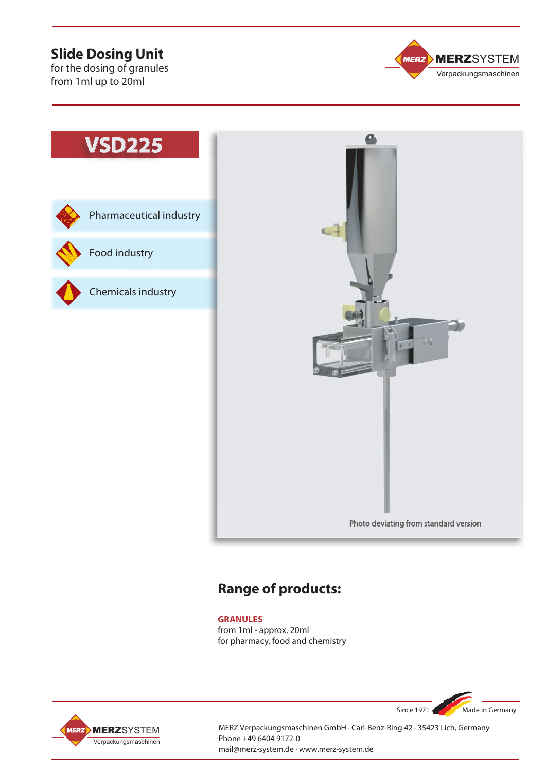# Slide Dosing Unit

for the dosing of granules
from 1ml up to 20ml

MERZSYSTEM
Verpackungsmaschinen

## VSD225

- Pharmaceutical industry
- Food industry
- Chemicals industry

Photo deviating from standard version

## Range of products:

**GRANULES**
from 1ml - approx. 20ml
for pharmacy, food and chemistry

Since 1971 Made in Germany

MERZ Verpackungsmaschinen GmbH · Carl-Benz-Ring 42 · 35423 Lich, Germany
Phone +49 6404 9172-0
mail@merz-system.de · www.merz-system.de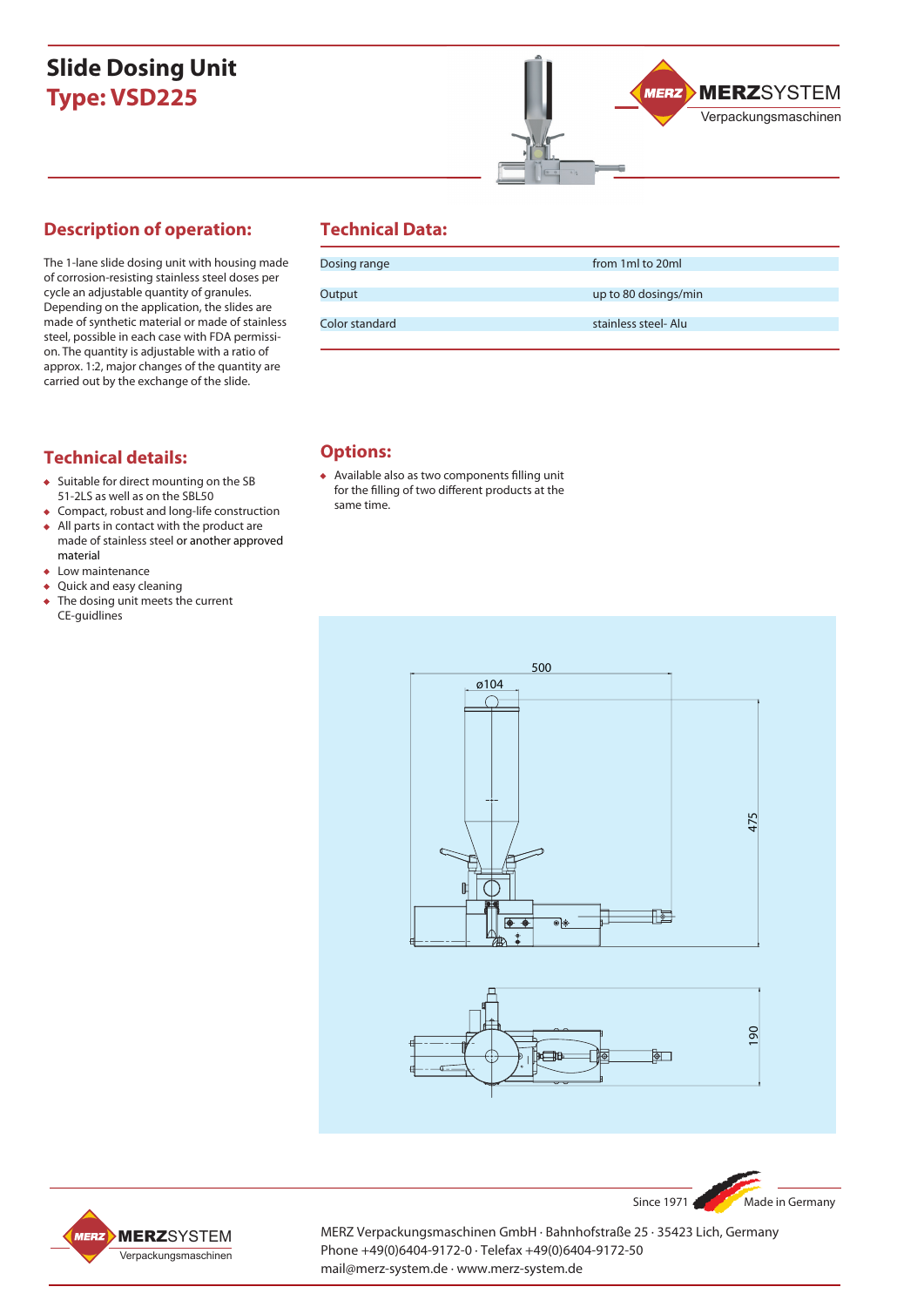# Slide Dosing Unit
## Type: VSD225

MERZSYSTEM
Verpackungsmaschinen

## Description of operation:

The 1-lane slide dosing unit with housing made of corrosion-resisting stainless steel doses per cycle an adjustable quantity of granules. Depending on the application, the slides are made of synthetic material or made of stainless steel, possible in each case with FDA permission. The quantity is adjustable with a ratio of approx. 1:2, major changes of the quantity are carried out by the exchange of the slide.

## Technical Data:

| | |
|---|---|
| Dosing range | from 1ml to 20ml |
| Output | up to 80 dosings/min |
| Color standard | stainless steel- Alu |

## Technical details:

- Suitable for direct mounting on the SB 51-2LS as well as on the SBL50
- Compact, robust and long-life construction
- All parts in contact with the product are made of stainless steel or another approved material
- Low maintenance
- Quick and easy cleaning
- The dosing unit meets the current CE-guidlines

## Options:

- Available also as two components filling unit for the filling of two different products at the same time.

500
ø104
475
190

Since 1971 Made in Germany

MERZSYSTEM
Verpackungsmaschinen

MERZ Verpackungsmaschinen GmbH · Bahnhofstraße 25 · 35423 Lich, Germany
Phone +49(0)6404-9172-0 · Telefax +49(0)6404-9172-50
mail@merz-system.de · www.merz-system.de